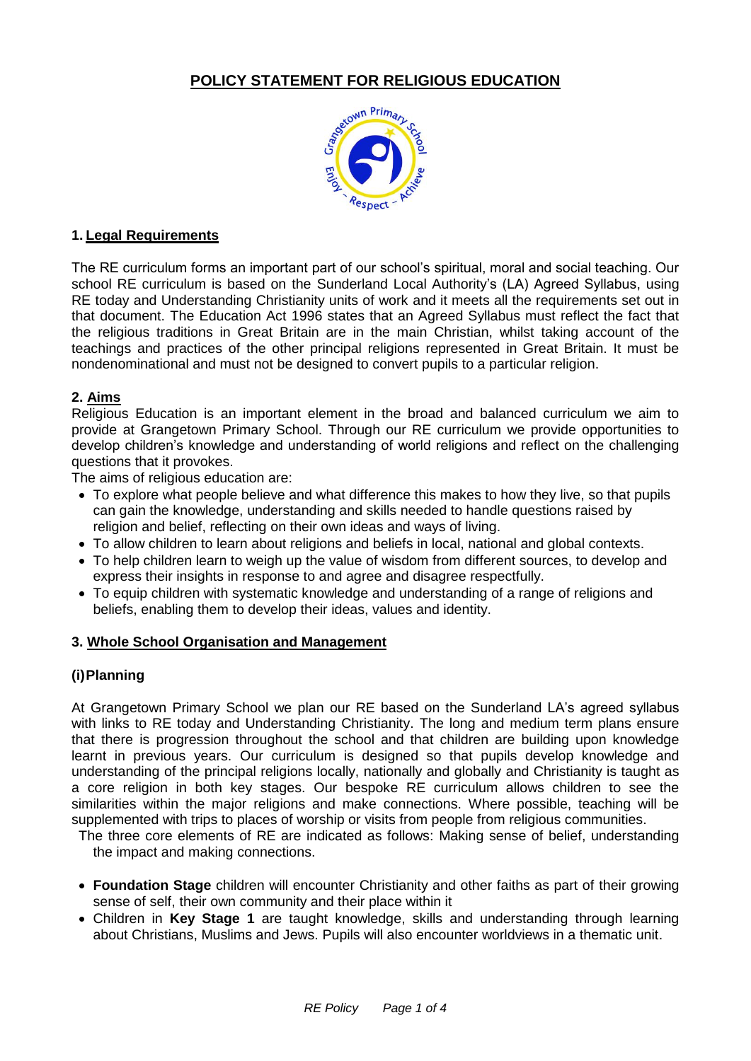# POLICY STATEMENT FOR RELIGIOUS EDUCATION

## 1. Legal Requirements

The RE curriculum forms an important part of our school's spiritual, moral and social teaching. Our school RE curriculum is based on the Sunderland Local Authority's (LA) Agreed Syllabus, using RE today and Understanding Christianity units of work and it meets all the requirements set out in that document. The Education Act 1996 states that an Agreed Syllabus must reflect the fact that the religious traditions in Great Britain are in the main Christian, whilst taking account of the teachings and practices of the other principal religions represented in Great Britain. It must be nondenominational and must not be designed to convert pupils to a particular religion.

## 2. Aims

Religious Education is an important element in the broad and balanced curriculum we aim to provide at Grangetown Primary School. Through our RE curriculum we provide opportunities to develop children's knowledge and understanding of world religions and reflect on the challenging questions that it provokes.

The aims of religious education are:

- To explore what people believe and what difference this makes to how they live, so that pupils can gain the knowledge, understanding and skills needed to handle questions raised by religion and belief, reflecting on their own ideas and ways of living.
- To allow children to learn about religions and beliefs in local, national and global contexts.
- To help children learn to weigh up the value of wisdom from different sources, to develop and express their insights in response to and agree and disagree respectfully.
- To equip children with systematic knowledge and understanding of a range of religions and beliefs, enabling them to develop their ideas, values and identity.

## 3. Whole School Organisation and Management

### (i) Planning

At Grangetown Primary School we plan our RE based on the Sunderland LA's agreed syllabus with links to RE today and Understanding Christianity. The long and medium term plans ensure that there is progression throughout the school and that children are building upon knowledge learnt in previous years. Our curriculum is designed so that pupils develop knowledge and understanding of the principal religions locally, nationally and globally and Christianity is taught as a core religion in both key stages. Our bespoke RE curriculum allows children to see the similarities within the major religions and make connections. Where possible, teaching will be supplemented with trips to places of worship or visits from people from religious communities.

The three core elements of RE are indicated as follows: Making sense of belief, understanding the impact and making connections.

- **Foundation Stage** children will encounter Christianity and other faiths as part of their growing sense of self, their own community and their place within it
- Children in **Key Stage 1** are taught knowledge, skills and understanding through learning about Christians, Muslims and Jews. Pupils will also encounter worldviews in a thematic unit.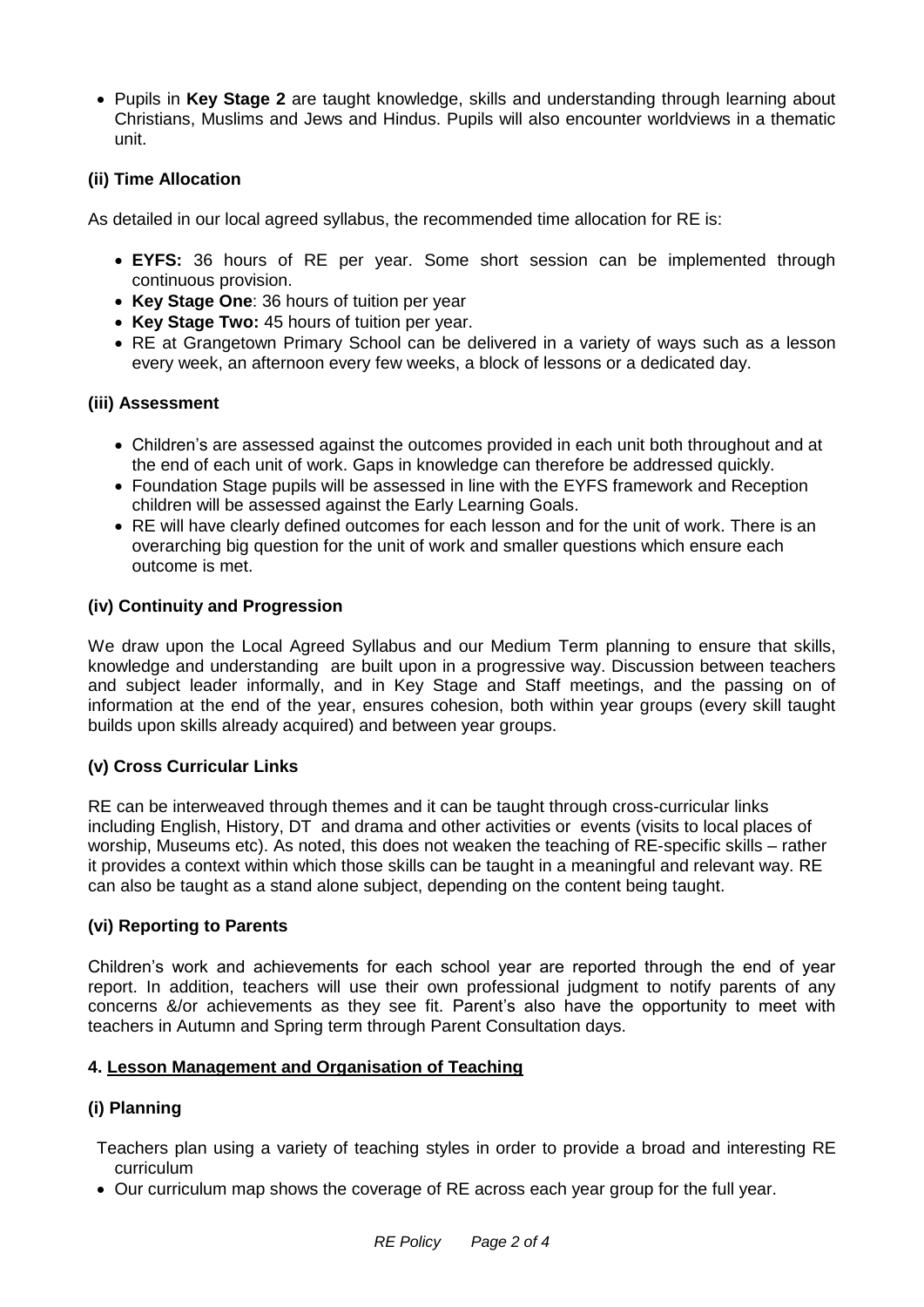- Pupils in **Key Stage 2** are taught knowledge, skills and understanding through learning about Christians, Muslims and Jews and Hindus. Pupils will also encounter worldviews in a thematic unit.

### (ii) Time Allocation

As detailed in our local agreed syllabus, the recommended time allocation for RE is:

- **EYFS:** 36 hours of RE per year. Some short session can be implemented through continuous provision.
- **Key Stage One**: 36 hours of tuition per year
- **Key Stage Two:** 45 hours of tuition per year.
- RE at Grangetown Primary School can be delivered in a variety of ways such as a lesson every week, an afternoon every few weeks, a block of lessons or a dedicated day.

### (iii) Assessment

- Children's are assessed against the outcomes provided in each unit both throughout and at the end of each unit of work. Gaps in knowledge can therefore be addressed quickly.
- Foundation Stage pupils will be assessed in line with the EYFS framework and Reception children will be assessed against the Early Learning Goals.
- RE will have clearly defined outcomes for each lesson and for the unit of work. There is an overarching big question for the unit of work and smaller questions which ensure each outcome is met.

### (iv) Continuity and Progression

We draw upon the Local Agreed Syllabus and our Medium Term planning to ensure that skills, knowledge and understanding are built upon in a progressive way. Discussion between teachers and subject leader informally, and in Key Stage and Staff meetings, and the passing on of information at the end of the year, ensures cohesion, both within year groups (every skill taught builds upon skills already acquired) and between year groups.

### (v) Cross Curricular Links

RE can be interweaved through themes and it can be taught through cross-curricular links including English, History, DT and drama and other activities or events (visits to local places of worship, Museums etc). As noted, this does not weaken the teaching of RE-specific skills – rather it provides a context within which those skills can be taught in a meaningful and relevant way. RE can also be taught as a stand alone subject, depending on the content being taught.

### (vi) Reporting to Parents

Children's work and achievements for each school year are reported through the end of year report. In addition, teachers will use their own professional judgment to notify parents of any concerns &/or achievements as they see fit. Parent's also have the opportunity to meet with teachers in Autumn and Spring term through Parent Consultation days.

## 4. Lesson Management and Organisation of Teaching

### (i) Planning

Teachers plan using a variety of teaching styles in order to provide a broad and interesting RE curriculum

- Our curriculum map shows the coverage of RE across each year group for the full year.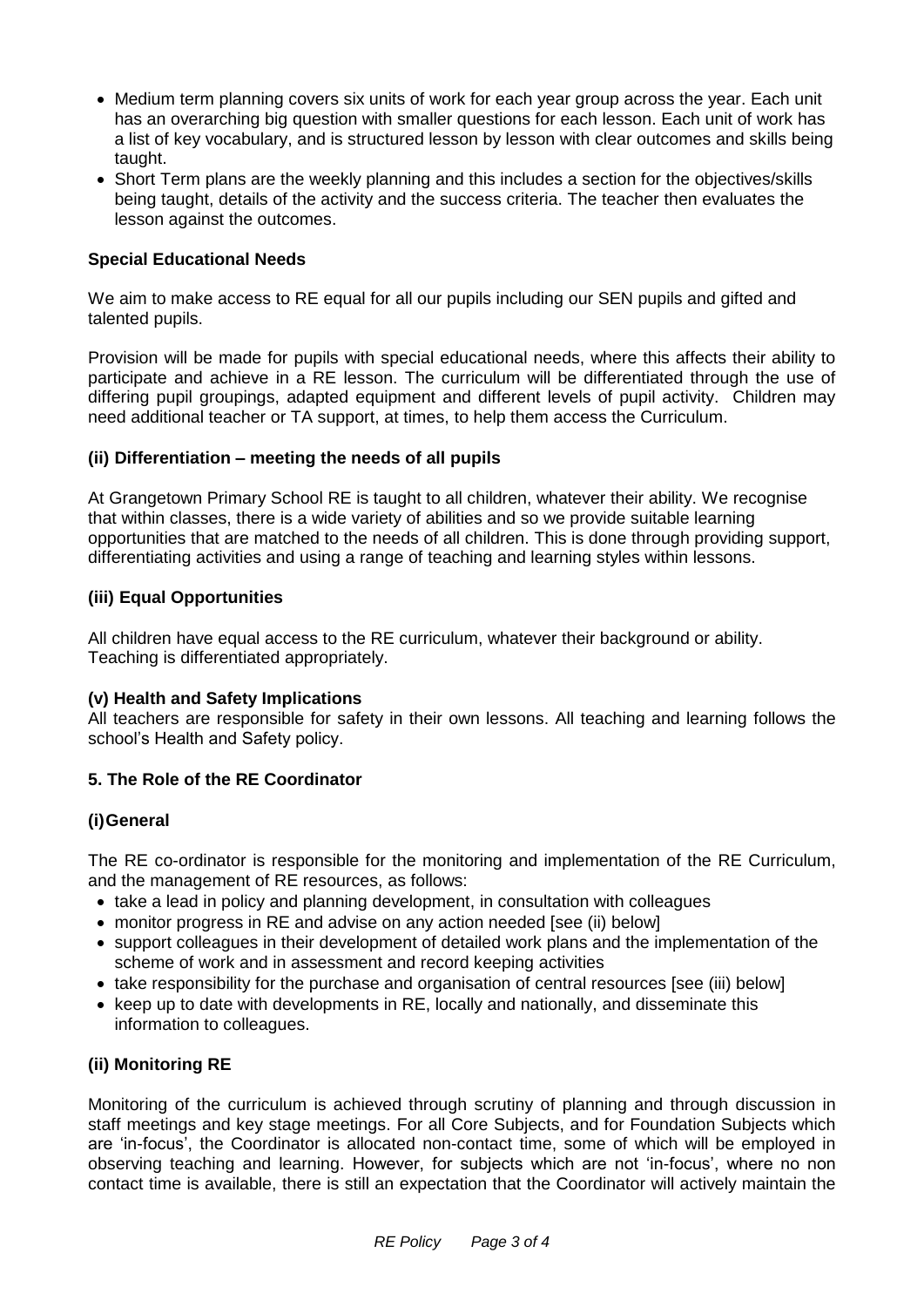- Medium term planning covers six units of work for each year group across the year. Each unit has an overarching big question with smaller questions for each lesson. Each unit of work has a list of key vocabulary, and is structured lesson by lesson with clear outcomes and skills being taught.
- Short Term plans are the weekly planning and this includes a section for the objectives/skills being taught, details of the activity and the success criteria. The teacher then evaluates the lesson against the outcomes.

**Special Educational Needs**

We aim to make access to RE equal for all our pupils including our SEN pupils and gifted and talented pupils.

Provision will be made for pupils with special educational needs, where this affects their ability to participate and achieve in a RE lesson. The curriculum will be differentiated through the use of differing pupil groupings, adapted equipment and different levels of pupil activity. Children may need additional teacher or TA support, at times, to help them access the Curriculum.

**(ii) Differentiation – meeting the needs of all pupils**

At Grangetown Primary School RE is taught to all children, whatever their ability. We recognise that within classes, there is a wide variety of abilities and so we provide suitable learning opportunities that are matched to the needs of all children. This is done through providing support, differentiating activities and using a range of teaching and learning styles within lessons.

**(iii) Equal Opportunities**

All children have equal access to the RE curriculum, whatever their background or ability.
Teaching is differentiated appropriately.

**(v) Health and Safety Implications**

All teachers are responsible for safety in their own lessons. All teaching and learning follows the school's Health and Safety policy.

**5. The Role of the RE Coordinator**

**(i) General**

The RE co-ordinator is responsible for the monitoring and implementation of the RE Curriculum, and the management of RE resources, as follows:

- take a lead in policy and planning development, in consultation with colleagues
- monitor progress in RE and advise on any action needed [see (ii) below]
- support colleagues in their development of detailed work plans and the implementation of the scheme of work and in assessment and record keeping activities
- take responsibility for the purchase and organisation of central resources [see (iii) below]
- keep up to date with developments in RE, locally and nationally, and disseminate this information to colleagues.

**(ii) Monitoring RE**

Monitoring of the curriculum is achieved through scrutiny of planning and through discussion in staff meetings and key stage meetings. For all Core Subjects, and for Foundation Subjects which are 'in-focus', the Coordinator is allocated non-contact time, some of which will be employed in observing teaching and learning. However, for subjects which are not 'in-focus', where no non contact time is available, there is still an expectation that the Coordinator will actively maintain the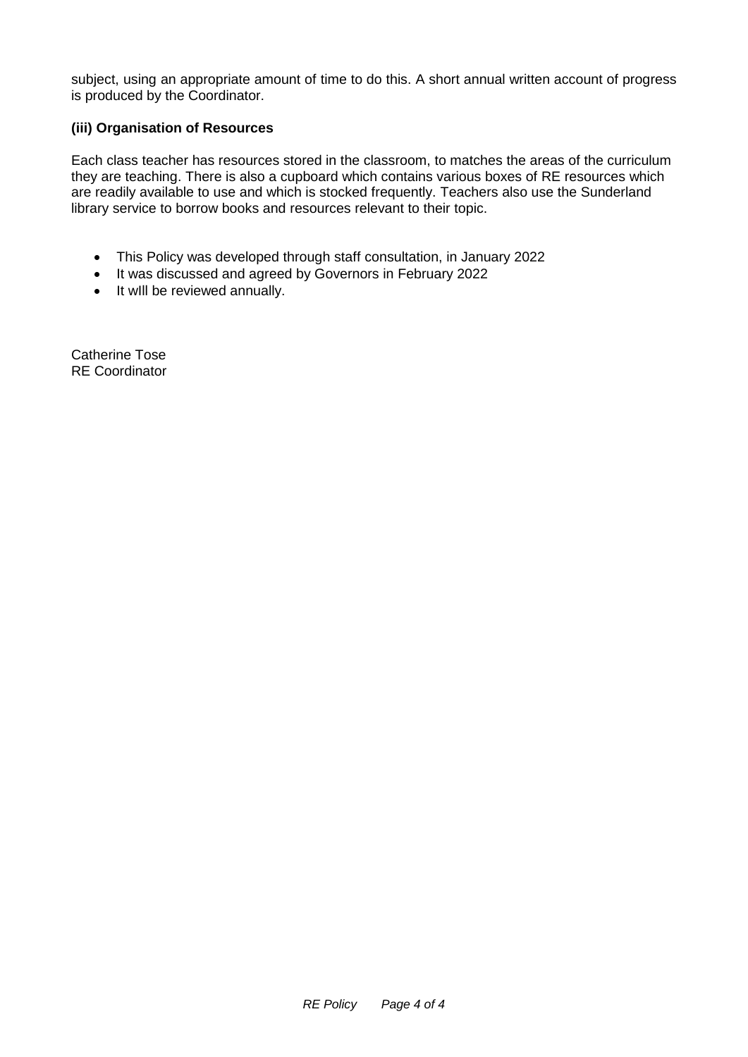subject, using an appropriate amount of time to do this. A short annual written account of progress is produced by the Coordinator.

**(iii) Organisation of Resources**

Each class teacher has resources stored in the classroom, to matches the areas of the curriculum they are teaching. There is also a cupboard which contains various boxes of RE resources which are readily available to use and which is stocked frequently. Teachers also use the Sunderland library service to borrow books and resources relevant to their topic.

- This Policy was developed through staff consultation, in January 2022
- It was discussed and agreed by Governors in February 2022
- It wIll be reviewed annually.

Catherine Tose
RE Coordinator